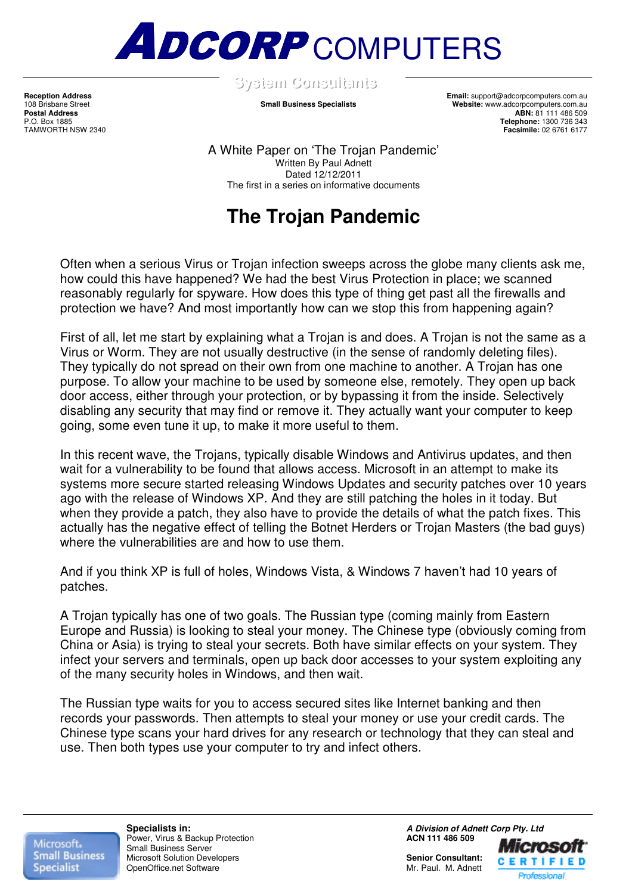# ADCORP COMPUTERS

System Consultants

**Reception Address**
108 Brisbane Street
**Postal Address**
P.O. Box 1885
TAMWORTH NSW 2340

**Small Business Specialists**

**Email:** support@adcorpcomputers.com.au
**Website:** www.adcorpcomputers.com.au
**ABN:** 81 111 486 509
**Telephone:** 1300 736 343
**Facsimile:** 02 6761 6177

A White Paper on 'The Trojan Pandemic'
Written By Paul Adnett
Dated 12/12/2011
The first in a series on informative documents

# The Trojan Pandemic

Often when a serious Virus or Trojan infection sweeps across the globe many clients ask me, how could this have happened? We had the best Virus Protection in place; we scanned reasonably regularly for spyware. How does this type of thing get past all the firewalls and protection we have? And most importantly how can we stop this from happening again?

First of all, let me start by explaining what a Trojan is and does. A Trojan is not the same as a Virus or Worm. They are not usually destructive (in the sense of randomly deleting files). They typically do not spread on their own from one machine to another. A Trojan has one purpose. To allow your machine to be used by someone else, remotely. They open up back door access, either through your protection, or by bypassing it from the inside. Selectively disabling any security that may find or remove it. They actually want your computer to keep going, some even tune it up, to make it more useful to them.

In this recent wave, the Trojans, typically disable Windows and Antivirus updates, and then wait for a vulnerability to be found that allows access. Microsoft in an attempt to make its systems more secure started releasing Windows Updates and security patches over 10 years ago with the release of Windows XP. And they are still patching the holes in it today. But when they provide a patch, they also have to provide the details of what the patch fixes. This actually has the negative effect of telling the Botnet Herders or Trojan Masters (the bad guys) where the vulnerabilities are and how to use them.

And if you think XP is full of holes, Windows Vista, & Windows 7 haven't had 10 years of patches.

A Trojan typically has one of two goals. The Russian type (coming mainly from Eastern Europe and Russia) is looking to steal your money. The Chinese type (obviously coming from China or Asia) is trying to steal your secrets. Both have similar effects on your system. They infect your servers and terminals, open up back door accesses to your system exploiting any of the many security holes in Windows, and then wait.

The Russian type waits for you to access secured sites like Internet banking and then records your passwords. Then attempts to steal your money or use your credit cards. The Chinese type scans your hard drives for any research or technology that they can steal and use. Then both types use your computer to try and infect others.

Microsoft Small Business Specialist

**Specialists in:**
Power, Virus & Backup Protection
Small Business Server
Microsoft Solution Developers
OpenOffice.net Software

***A Division of Adnett Corp Pty. Ltd***
**ACN 111 486 509**

**Senior Consultant:**
Mr. Paul. M. Adnett

Microsoft CERTIFIED Professional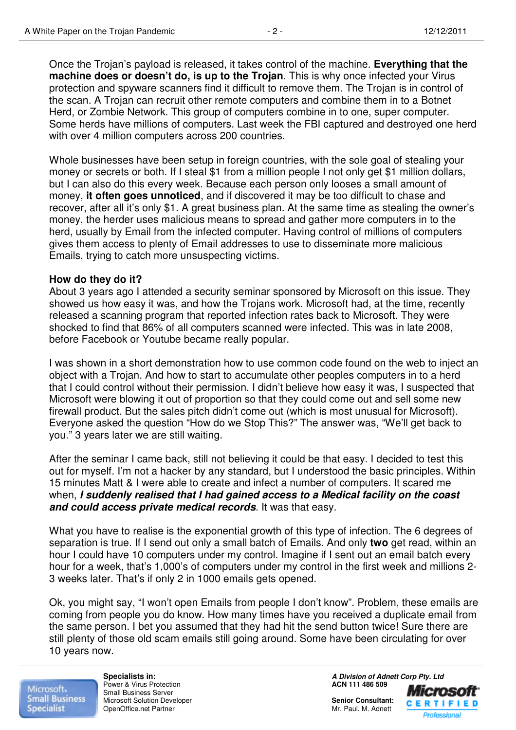Once the Trojan's payload is released, it takes control of the machine. **Everything that the machine does or doesn't do, is up to the Trojan**. This is why once infected your Virus protection and spyware scanners find it difficult to remove them. The Trojan is in control of the scan. A Trojan can recruit other remote computers and combine them in to a Botnet Herd, or Zombie Network. This group of computers combine in to one, super computer. Some herds have millions of computers. Last week the FBI captured and destroyed one herd with over 4 million computers across 200 countries.

Whole businesses have been setup in foreign countries, with the sole goal of stealing your money or secrets or both. If I steal $1 from a million people I not only get $1 million dollars, but I can also do this every week. Because each person only looses a small amount of money, **it often goes unnoticed**, and if discovered it may be too difficult to chase and recover, after all it's only $1. A great business plan. At the same time as stealing the owner's money, the herder uses malicious means to spread and gather more computers in to the herd, usually by Email from the infected computer. Having control of millions of computers gives them access to plenty of Email addresses to use to disseminate more malicious Emails, trying to catch more unsuspecting victims.

**How do they do it?**

About 3 years ago I attended a security seminar sponsored by Microsoft on this issue. They showed us how easy it was, and how the Trojans work. Microsoft had, at the time, recently released a scanning program that reported infection rates back to Microsoft. They were shocked to find that 86% of all computers scanned were infected. This was in late 2008, before Facebook or Youtube became really popular.

I was shown in a short demonstration how to use common code found on the web to inject an object with a Trojan. And how to start to accumulate other peoples computers in to a herd that I could control without their permission. I didn't believe how easy it was, I suspected that Microsoft were blowing it out of proportion so that they could come out and sell some new firewall product. But the sales pitch didn't come out (which is most unusual for Microsoft). Everyone asked the question "How do we Stop This?" The answer was, "We'll get back to you." 3 years later we are still waiting.

After the seminar I came back, still not believing it could be that easy. I decided to test this out for myself. I'm not a hacker by any standard, but I understood the basic principles. Within 15 minutes Matt & I were able to create and infect a number of computers. It scared me when, ***I suddenly realised that I had gained access to a Medical facility on the coast and could access private medical records***. It was that easy.

What you have to realise is the exponential growth of this type of infection. The 6 degrees of separation is true. If I send out only a small batch of Emails. And only **two** get read, within an hour I could have 10 computers under my control. Imagine if I sent out an email batch every hour for a week, that's 1,000's of computers under my control in the first week and millions 2-3 weeks later. That's if only 2 in 1000 emails gets opened.

Ok, you might say, "I won't open Emails from people I don't know". Problem, these emails are coming from people you do know. How many times have you received a duplicate email from the same person. I bet you assumed that they had hit the send button twice! Sure there are still plenty of those old scam emails still going around. Some have been circulating for over 10 years now.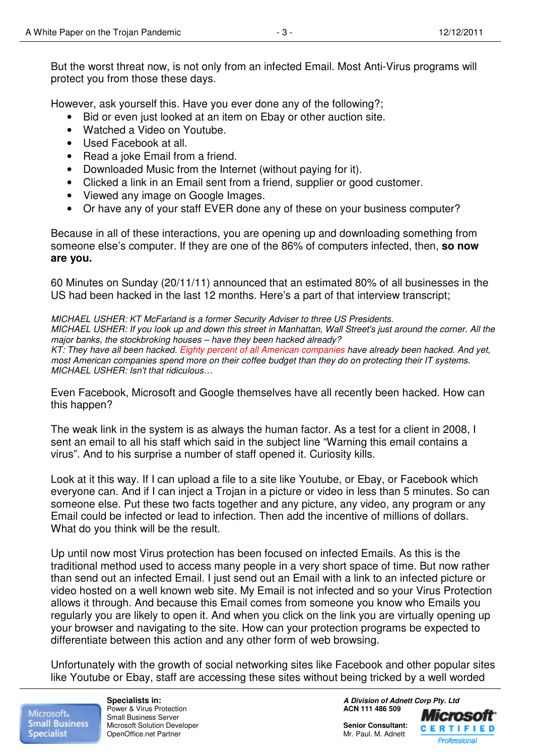But the worst threat now, is not only from an infected Email. Most Anti-Virus programs will protect you from those these days.

However, ask yourself this. Have you ever done any of the following?;

- Bid or even just looked at an item on Ebay or other auction site.
- Watched a Video on Youtube.
- Used Facebook at all.
- Read a joke Email from a friend.
- Downloaded Music from the Internet (without paying for it).
- Clicked a link in an Email sent from a friend, supplier or good customer.
- Viewed any image on Google Images.
- Or have any of your staff EVER done any of these on your business computer?

Because in all of these interactions, you are opening up and downloading something from someone else's computer. If they are one of the 86% of computers infected, then, **so now are you.**

60 Minutes on Sunday (20/11/11) announced that an estimated 80% of all businesses in the US had been hacked in the last 12 months. Here's a part of that interview transcript;

*MICHAEL USHER: KT McFarland is a former Security Adviser to three US Presidents.*
*MICHAEL USHER: If you look up and down this street in Manhattan, Wall Street's just around the corner. All the major banks, the stockbroking houses – have they been hacked already?*
*KT: They have all been hacked. Eighty percent of all American companies have already been hacked. And yet, most American companies spend more on their coffee budget than they do on protecting their IT systems.*
*MICHAEL USHER: Isn't that ridiculous…*

Even Facebook, Microsoft and Google themselves have all recently been hacked. How can this happen?

The weak link in the system is as always the human factor. As a test for a client in 2008, I sent an email to all his staff which said in the subject line "Warning this email contains a virus". And to his surprise a number of staff opened it. Curiosity kills.

Look at it this way. If I can upload a file to a site like Youtube, or Ebay, or Facebook which everyone can. And if I can inject a Trojan in a picture or video in less than 5 minutes. So can someone else. Put these two facts together and any picture, any video, any program or any Email could be infected or lead to infection. Then add the incentive of millions of dollars. What do you think will be the result.

Up until now most Virus protection has been focused on infected Emails. As this is the traditional method used to access many people in a very short space of time. But now rather than send out an infected Email. I just send out an Email with a link to an infected picture or video hosted on a well known web site. My Email is not infected and so your Virus Protection allows it through. And because this Email comes from someone you know who Emails you regularly you are likely to open it. And when you click on the link you are virtually opening up your browser and navigating to the site. How can your protection programs be expected to differentiate between this action and any other form of web browsing.

Unfortunately with the growth of social networking sites like Facebook and other popular sites like Youtube or Ebay, staff are accessing these sites without being tricked by a well worded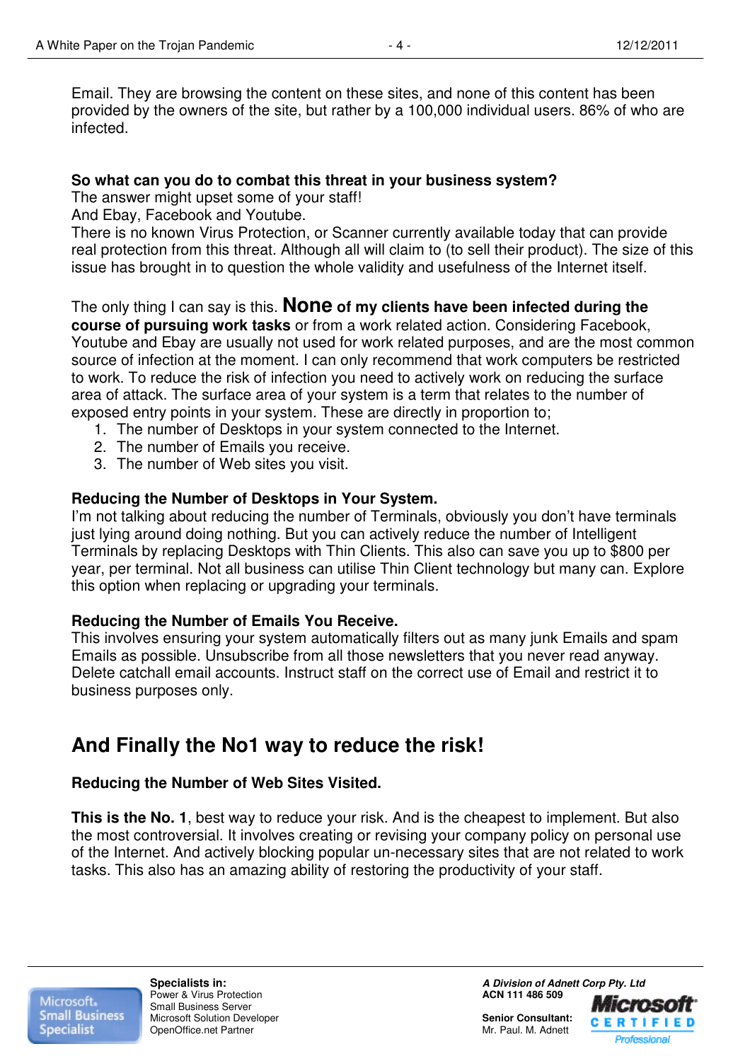Email. They are browsing the content on these sites, and none of this content has been provided by the owners of the site, but rather by a 100,000 individual users. 86% of who are infected.

**So what can you do to combat this threat in your business system?**
The answer might upset some of your staff!
And Ebay, Facebook and Youtube.
There is no known Virus Protection, or Scanner currently available today that can provide real protection from this threat. Although all will claim to (to sell their product). The size of this issue has brought in to question the whole validity and usefulness of the Internet itself.

The only thing I can say is this. **None of my clients have been infected during the course of pursuing work tasks** or from a work related action. Considering Facebook, Youtube and Ebay are usually not used for work related purposes, and are the most common source of infection at the moment. I can only recommend that work computers be restricted to work. To reduce the risk of infection you need to actively work on reducing the surface area of attack. The surface area of your system is a term that relates to the number of exposed entry points in your system. These are directly in proportion to;

1. The number of Desktops in your system connected to the Internet.
2. The number of Emails you receive.
3. The number of Web sites you visit.

**Reducing the Number of Desktops in Your System.**
I'm not talking about reducing the number of Terminals, obviously you don't have terminals just lying around doing nothing. But you can actively reduce the number of Intelligent Terminals by replacing Desktops with Thin Clients. This also can save you up to $800 per year, per terminal. Not all business can utilise Thin Client technology but many can. Explore this option when replacing or upgrading your terminals.

**Reducing the Number of Emails You Receive.**
This involves ensuring your system automatically filters out as many junk Emails and spam Emails as possible. Unsubscribe from all those newsletters that you never read anyway. Delete catchall email accounts. Instruct staff on the correct use of Email and restrict it to business purposes only.

## And Finally the No1 way to reduce the risk!

**Reducing the Number of Web Sites Visited.**

**This is the No. 1**, best way to reduce your risk. And is the cheapest to implement. But also the most controversial. It involves creating or revising your company policy on personal use of the Internet. And actively blocking popular un-necessary sites that are not related to work tasks. This also has an amazing ability of restoring the productivity of your staff.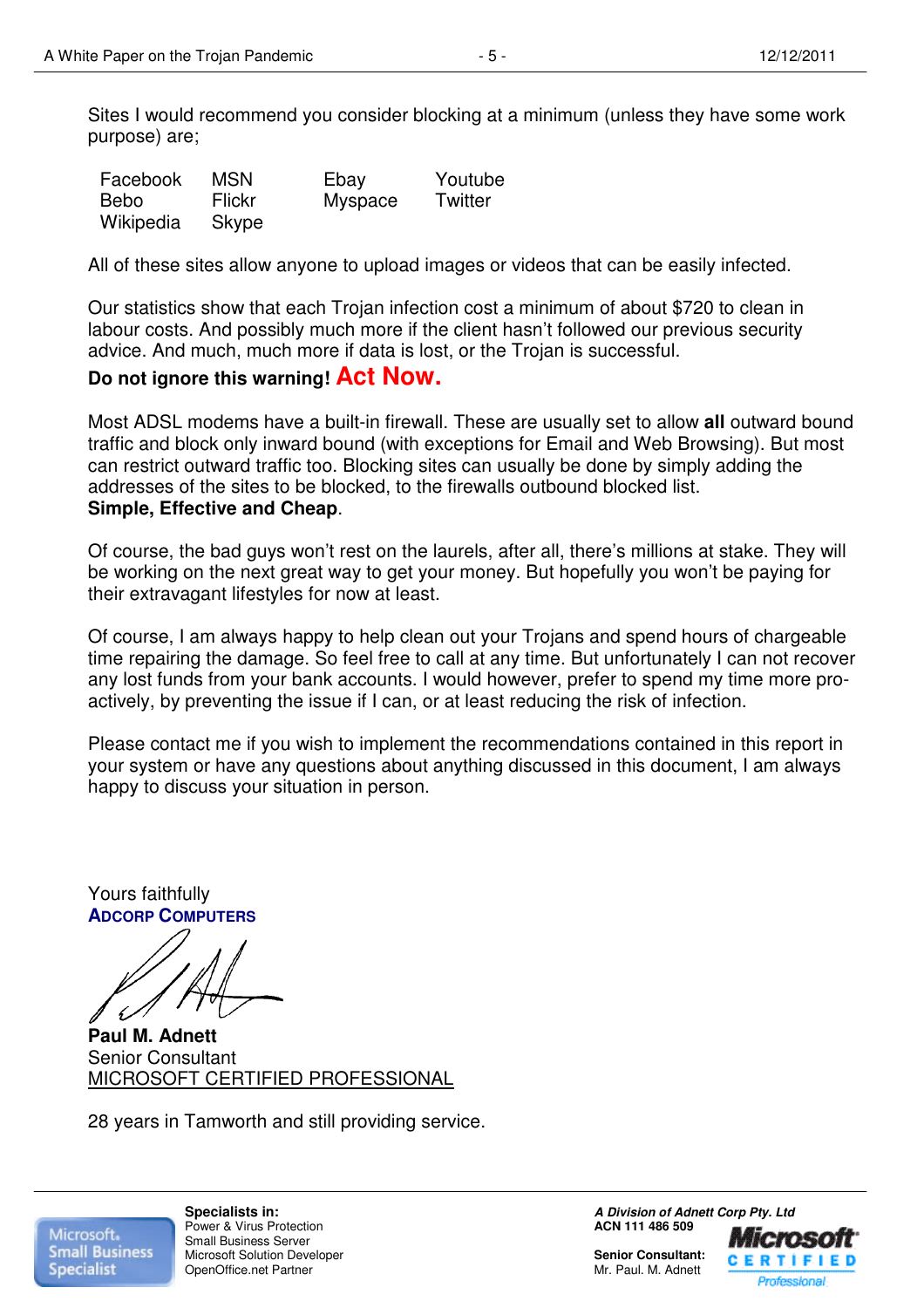Sites I would recommend you consider blocking at a minimum (unless they have some work purpose) are;

| | | | |
|---|---|---|---|
| Facebook | MSN | Ebay | Youtube |
| Bebo | Flickr | Myspace | Twitter |
| Wikipedia | Skype | | |

All of these sites allow anyone to upload images or videos that can be easily infected.

Our statistics show that each Trojan infection cost a minimum of about $720 to clean in labour costs. And possibly much more if the client hasn't followed our previous security advice. And much, much more if data is lost, or the Trojan is successful.

**Do not ignore this warning! Act Now.**

Most ADSL modems have a built-in firewall. These are usually set to allow **all** outward bound traffic and block only inward bound (with exceptions for Email and Web Browsing). But most can restrict outward traffic too. Blocking sites can usually be done by simply adding the addresses of the sites to be blocked, to the firewalls outbound blocked list.
**Simple, Effective and Cheap**.

Of course, the bad guys won't rest on the laurels, after all, there's millions at stake. They will be working on the next great way to get your money. But hopefully you won't be paying for their extravagant lifestyles for now at least.

Of course, I am always happy to help clean out your Trojans and spend hours of chargeable time repairing the damage. So feel free to call at any time. But unfortunately I can not recover any lost funds from your bank accounts. I would however, prefer to spend my time more pro-actively, by preventing the issue if I can, or at least reducing the risk of infection.

Please contact me if you wish to implement the recommendations contained in this report in your system or have any questions about anything discussed in this document, I am always happy to discuss your situation in person.

Yours faithfully
**ADCORP COMPUTERS**

**Paul M. Adnett**
Senior Consultant
MICROSOFT CERTIFIED PROFESSIONAL

28 years in Tamworth and still providing service.

Microsoft Small Business Specialist

**Specialists in:**
Power & Virus Protection
Small Business Server
Microsoft Solution Developer
OpenOffice.net Partner

***A Division of Adnett Corp Pty. Ltd***
**ACN 111 486 509**

**Senior Consultant:**
Mr. Paul. M. Adnett

Microsoft CERTIFIED Professional